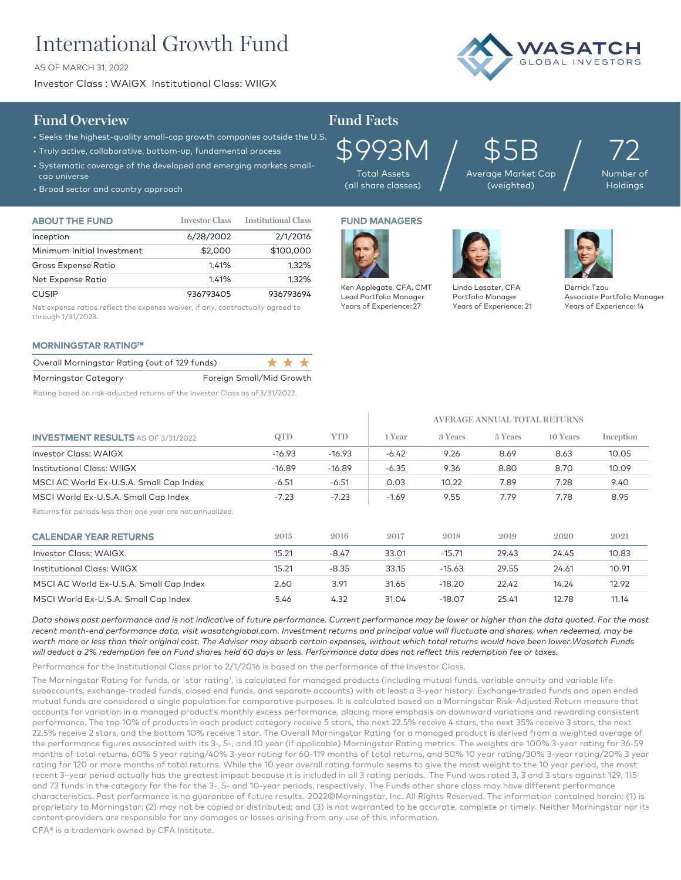# International Growth Fund

AS OF MARCH 31, 2022

Investor Class : WAIGX Institutional Class: WIIGX

WASATCH GLOBAL INVESTORS

## Fund Overview

- Seeks the highest-quality small-cap growth companies outside the U.S.
- Truly active, collaborative, bottom-up, fundamental process
- Systematic coverage of the developed and emerging markets small-cap universe
- Broad sector and country approach

## Fund Facts

| $993M | $5B | 72 |
|---|---|---|
| Total Assets (all share classes) | Average Market Cap (weighted) | Number of Holdings |

### ABOUT THE FUND

| | Investor Class | Institutional Class |
|---|---|---|
| Inception | 6/28/2002 | 2/1/2016 |
| Minimum Initial Investment | $2,000 | $100,000 |
| Gross Expense Ratio | 1.41% | 1.32% |
| Net Expense Ratio | 1.41% | 1.32% |
| CUSIP | 936793405 | 936793694 |

Net expense ratios reflect the expense waiver, if any, contractually agreed to through 1/31/2023.

### FUND MANAGERS

Ken Applegate, CFA, CMT
Lead Portfolio Manager
Years of Experience: 27

Linda Lasater, CFA
Portfolio Manager
Years of Experience: 21

Derrick Tzau
Associate Portfolio Manager
Years of Experience: 14

### MORNINGSTAR RATING™

| | |
|---|---|
| Overall Morningstar Rating (out of 129 funds) | ★★★ |
| Morningstar Category | Foreign Small/Mid Growth |

Rating based on risk-adjusted returns of the Investor Class as of 3/31/2022.

### INVESTMENT RESULTS AS OF 3/31/2022

| | QTD | YTD | AVERAGE ANNUAL TOTAL RETURNS 1 Year | 3 Years | 5 Years | 10 Years | Inception |
|---|---|---|---|---|---|---|---|
| Investor Class: WAIGX | -16.93 | -16.93 | -6.42 | 9.26 | 8.69 | 8.63 | 10.05 |
| Institutional Class: WIIGX | -16.89 | -16.89 | -6.35 | 9.36 | 8.80 | 8.70 | 10.09 |
| MSCI AC World Ex-U.S.A. Small Cap Index | -6.51 | -6.51 | 0.03 | 10.22 | 7.89 | 7.28 | 9.40 |
| MSCI World Ex-U.S.A. Small Cap Index | -7.23 | -7.23 | -1.69 | 9.55 | 7.79 | 7.78 | 8.95 |

Returns for periods less than one year are not annualized.

### CALENDAR YEAR RETURNS

| | 2015 | 2016 | 2017 | 2018 | 2019 | 2020 | 2021 |
|---|---|---|---|---|---|---|---|
| Investor Class: WAIGX | 15.21 | -8.47 | 33.01 | -15.71 | 29.43 | 24.45 | 10.83 |
| Institutional Class: WIIGX | 15.21 | -8.35 | 33.15 | -15.63 | 29.55 | 24.61 | 10.91 |
| MSCI AC World Ex-U.S.A. Small Cap Index | 2.60 | 3.91 | 31.65 | -18.20 | 22.42 | 14.24 | 12.92 |
| MSCI World Ex-U.S.A. Small Cap Index | 5.46 | 4.32 | 31.04 | -18.07 | 25.41 | 12.78 | 11.14 |

*Data shows past performance and is not indicative of future performance. Current performance may be lower or higher than the data quoted. For the most recent month-end performance data, visit wasatchglobal.com. Investment returns and principal value will fluctuate and shares, when redeemed, may be worth more or less than their original cost. The Advisor may absorb certain expenses, without which total returns would have been lower.Wasatch Funds will deduct a 2% redemption fee on Fund shares held 60 days or less. Performance data does not reflect this redemption fee or taxes.*

Performance for the Institutional Class prior to 2/1/2016 is based on the performance of the Investor Class.

The Morningstar Rating for funds, or 'star rating', is calculated for managed products (including mutual funds, variable annuity and variable life subaccounts, exchange-traded funds, closed end funds, and separate accounts) with at least a 3-year history. Exchange-traded funds and open ended mutual funds are considered a single population for comparative purposes. It is calculated based on a Morningstar Risk-Adjusted Return measure that accounts for variation in a managed product's monthly excess performance, placing more emphasis on downward variations and rewarding consistent performance. The top 10% of products in each product category receive 5 stars, the next 22.5% receive 4 stars, the next 35% receive 3 stars, the next 22.5% receive 2 stars, and the bottom 10% receive 1 star. The Overall Morningstar Rating for a managed product is derived from a weighted average of the performance figures associated with its 3-, 5-, and 10 year (if applicable) Morningstar Rating metrics. The weights are 100% 3-year rating for 36-59 months of total returns, 60% 5 year rating/40% 3-year rating for 60-119 months of total returns, and 50% 10 year rating/30% 3-year rating/20% 3 year rating for 120 or more months of total returns. While the 10 year overall rating formula seems to give the most weight to the 10 year period, the most recent 3–year period actually has the greatest impact because it is included in all 3 rating periods. The Fund was rated 3, 3 and 3 stars against 129, 115 and 73 funds in the category for the for the 3-, 5- and 10-year periods, respectively. The Funds other share class may have different performance characteristics. Past performance is no guarantee of future results. 2022©Morningstar, Inc. All Rights Reserved. The information contained herein: (1) is proprietary to Morningstar; (2) may not be copied or distributed; and (3) is not warranted to be accurate, complete or timely. Neither Morningstar nor its content providers are responsible for any damages or losses arising from any use of this information.

CFA® is a trademark owned by CFA Institute.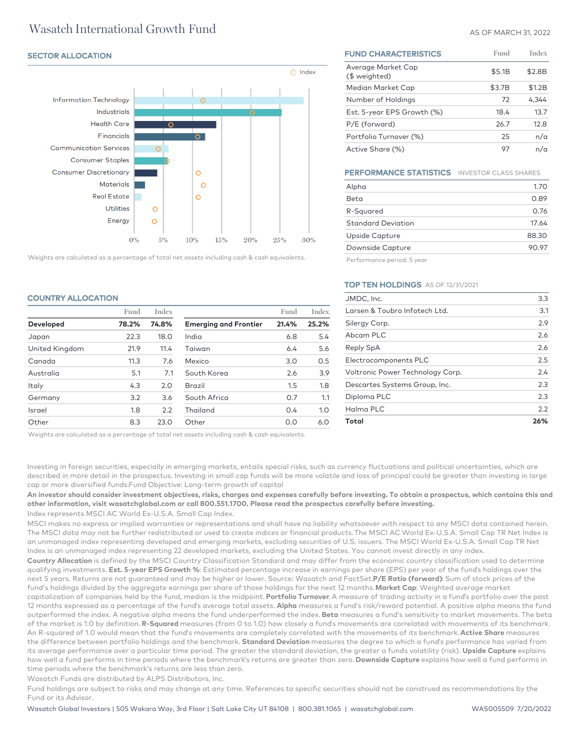# Wasatch International Growth Fund

AS OF MARCH 31, 2022

## SECTOR ALLOCATION

Index

Information Technology
Industrials
Health Care
Financials
Communication Services
Consumer Staples
Consumer Discretionary
Materials
Real Estate
Utilities
Energy

0% 5% 10% 15% 20% 25% 30%

Weights are calculated as a percentage of total net assets including cash & cash equivalents.

## FUND CHARACTERISTICS

| | Fund | Index |
|---|---|---|
| Average Market Cap ($ weighted) | $5.1B | $2.8B |
| Median Market Cap | $3.7B | $1.2B |
| Number of Holdings | 72 | 4,344 |
| Est. 5-year EPS Growth (%) | 18.4 | 13.7 |
| P/E (forward) | 26.7 | 12.8 |
| Portfolio Turnover (%) | 25 | n/a |
| Active Share (%) | 97 | n/a |

## PERFORMANCE STATISTICS INVESTOR CLASS SHARES

| | |
|---|---|
| Alpha | 1.70 |
| Beta | 0.89 |
| R-Squared | 0.76 |
| Standard Deviation | 17.64 |
| Upside Capture | 88.30 |
| Downside Capture | 90.97 |

Performance period: 5 year

## TOP TEN HOLDINGS AS OF 12/31/2021

| | |
|---|---|
| JMDC, Inc. | 3.3 |
| Larsen & Toubro Infotech Ltd. | 3.1 |
| Silergy Corp. | 2.9 |
| Abcam PLC | 2.6 |
| Reply SpA | 2.6 |
| Electrocomponents PLC | 2.5 |
| Voltronic Power Technology Corp. | 2.4 |
| Descartes Systems Group, Inc. | 2.3 |
| Diploma PLC | 2.3 |
| Halma PLC | 2.2 |
| **Total** | **26%** |

## COUNTRY ALLOCATION

| | Fund | Index | | Fund | Index |
|---|---|---|---|---|---|
| **Developed** | **78.2%** | **74.8%** | **Emerging and Frontier** | **21.4%** | **25.2%** |
| Japan | 22.3 | 18.0 | India | 6.8 | 5.4 |
| United Kingdom | 21.9 | 11.4 | Taiwan | 6.4 | 5.6 |
| Canada | 11.3 | 7.6 | Mexico | 3.0 | 0.5 |
| Australia | 5.1 | 7.1 | South Korea | 2.6 | 3.9 |
| Italy | 4.3 | 2.0 | Brazil | 1.5 | 1.8 |
| Germany | 3.2 | 3.6 | South Africa | 0.7 | 1.1 |
| Israel | 1.8 | 2.2 | Thailand | 0.4 | 1.0 |
| Other | 8.3 | 23.0 | Other | 0.0 | 6.0 |

Weights are calculated as a percentage of total net assets including cash & cash equivalents.

Investing in foreign securities, especially in emerging markets, entails special risks, such as currency fluctuations and political uncertainties, which are described in more detail in the prospectus. Investing in small cap funds will be more volatile and loss of principal could be greater than investing in large cap or more diversified funds.Fund Objective: Long-term growth of capital

**An investor should consider investment objectives, risks, charges and expenses carefully before investing. To obtain a prospectus, which contains this and other information, visit wasatchglobal.com or call 800.551.1700. Please read the prospectus carefully before investing.**

Index represents MSCI AC World Ex-U.S.A. Small Cap Index.

MSCI makes no express or implied warranties or representations and shall have no liability whatsoever with respect to any MSCI data contained herein. The MSCI data may not be further redistributed or used to create indices or financial products. The MSCI AC World Ex-U.S.A. Small Cap TR Net Index is an unmanaged index representing developed and emerging markets, excluding securities of U.S. issuers. The MSCI World Ex-U.S.A. Small Cap TR Net Index is an unmanaged index representing 22 developed markets, excluding the United States. You cannot invest directly in any index.

**Country Allocation** is defined by the MSCI Country Classification Standard and may differ from the economic country classification used to determine qualifying investments. **Est. 5-year EPS Growth %**: Estimated percentage increase in earnings per share (EPS) per year of the fund's holdings over the next 5 years. Returns are not guaranteed and may be higher or lower. Source: Wasatch and FactSet.**P/E Ratio (forward)**: Sum of stock prices of the fund's holdings divided by the aggregate earnings per share of those holdings for the next 12 months.**Market Cap**: Weighted average market capitalization of companies held by the fund, median is the midpoint. **Portfolio Turnover**: A measure of trading activity in a fund's portfolio over the past 12 months expressed as a percentage of the fund's average total assets. **Alpha** measures a fund's risk/reward potential. A positive alpha means the fund outperformed the index. A negative alpha means the fund underperformed the index. **Beta** measures a fund's sensitivity to market movements. The beta of the market is 1.0 by definition. **R-Squared** measures (from 0 to 1.0) how closely a fund's movements are correlated with movements of its benchmark. An R-squared of 1.0 would mean that the fund's movements are completely correlated with the movements of its benchmark. **Active Share** measures the difference between portfolio holdings and the benchmark. **Standard Deviation** measures the degree to which a fund's performance has varied from its average performance over a particular time period. The greater the standard deviation, the greater a funds volatility (risk). **Upside Capture** explains how well a fund performs in time periods where the benchmark's returns are greater than zero. **Downside Capture** explains how well a fund performs in time periods where the benchmark's returns are less than zero.

Wasatch Funds are distributed by ALPS Distributors, Inc.

Fund holdings are subject to risks and may change at any time. References to specific securities should not be construed as recommendations by the Fund or its Advisor.

Wasatch Global Investors | 505 Wakara Way, 3rd Floor | Salt Lake City UT 84108 | 800.381.1065 | wasatchglobal.com WAS005509 7/20/2022